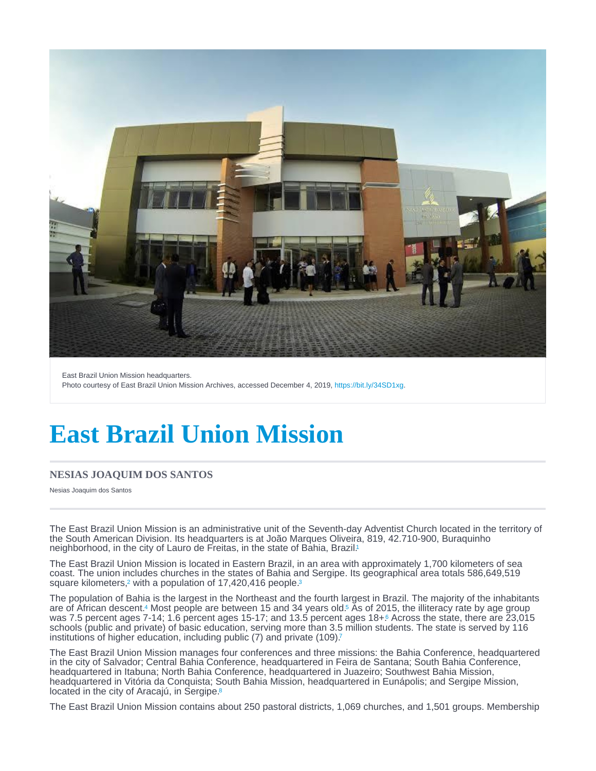East Brazil Union Mission headquarters.
Photo courtesy of East Brazil Union Mission Archives, accessed December 4, 2019, https://bit.ly/34SD1xg.

# East Brazil Union Mission

### NESIAS JOAQUIM DOS SANTOS

Nesias Joaquim dos Santos

The East Brazil Union Mission is an administrative unit of the Seventh-day Adventist Church located in the territory of the South American Division. Its headquarters is at João Marques Oliveira, 819, 42.710-900, Buraquinho neighborhood, in the city of Lauro de Freitas, in the state of Bahia, Brazil.[1]

The East Brazil Union Mission is located in Eastern Brazil, in an area with approximately 1,700 kilometers of sea coast. The union includes churches in the states of Bahia and Sergipe. Its geographical area totals 586,649,519 square kilometers,[2] with a population of 17,420,416 people.[3]

The population of Bahia is the largest in the Northeast and the fourth largest in Brazil. The majority of the inhabitants are of African descent.[4] Most people are between 15 and 34 years old.[5] As of 2015, the illiteracy rate by age group was 7.5 percent ages 7-14; 1.6 percent ages 15-17; and 13.5 percent ages 18+.[6] Across the state, there are 23,015 schools (public and private) of basic education, serving more than 3.5 million students. The state is served by 116 institutions of higher education, including public (7) and private (109).[7]

The East Brazil Union Mission manages four conferences and three missions: the Bahia Conference, headquartered in the city of Salvador; Central Bahia Conference, headquartered in Feira de Santana; South Bahia Conference, headquartered in Itabuna; North Bahia Conference, headquartered in Juazeiro; Southwest Bahia Mission, headquartered in Vitória da Conquista; South Bahia Mission, headquartered in Eunápolis; and Sergipe Mission, located in the city of Aracajú, in Sergipe.[8]

The East Brazil Union Mission contains about 250 pastoral districts, 1,069 churches, and 1,501 groups. Membership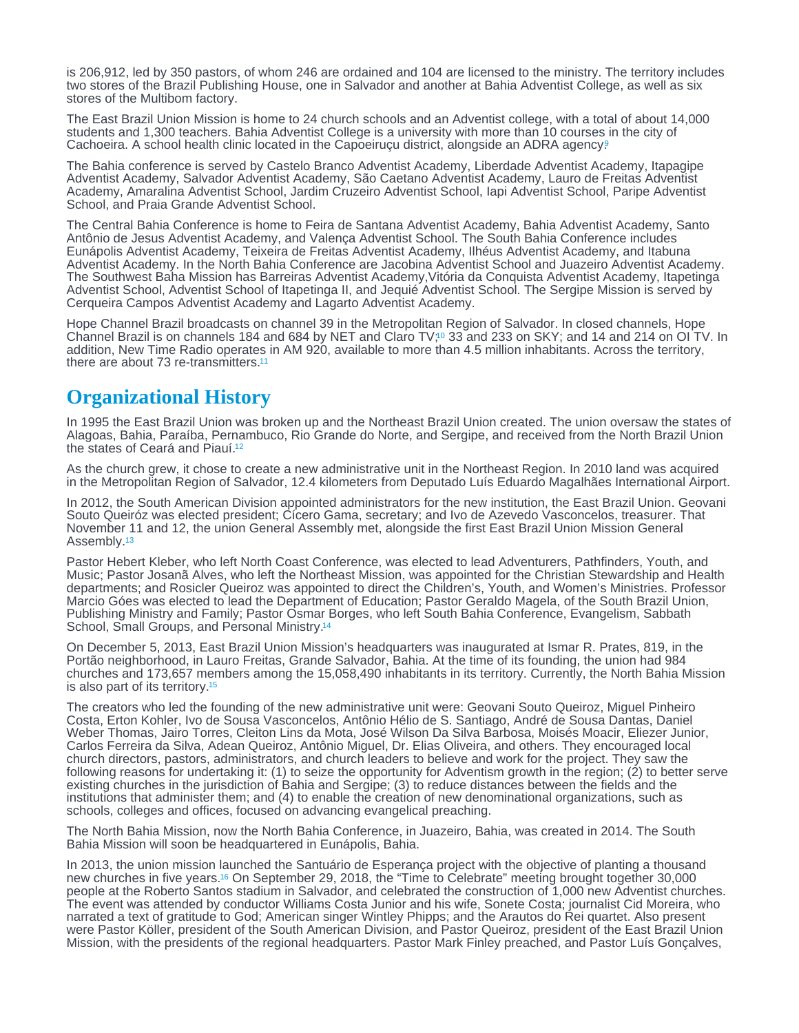is 206,912, led by 350 pastors, of whom 246 are ordained and 104 are licensed to the ministry. The territory includes two stores of the Brazil Publishing House, one in Salvador and another at Bahia Adventist College, as well as six stores of the Multibom factory.

The East Brazil Union Mission is home to 24 church schools and an Adventist college, with a total of about 14,000 students and 1,300 teachers. Bahia Adventist College is a university with more than 10 courses in the city of Cachoeira. A school health clinic located in the Capoeiruçu district, alongside an ADRA agency.[9]

The Bahia conference is served by Castelo Branco Adventist Academy, Liberdade Adventist Academy, Itapagipe Adventist Academy, Salvador Adventist Academy, São Caetano Adventist Academy, Lauro de Freitas Adventist Academy, Amaralina Adventist School, Jardim Cruzeiro Adventist School, Iapi Adventist School, Paripe Adventist School, and Praia Grande Adventist School.

The Central Bahia Conference is home to Feira de Santana Adventist Academy, Bahia Adventist Academy, Santo Antônio de Jesus Adventist Academy, and Valença Adventist School. The South Bahia Conference includes Eunápolis Adventist Academy, Teixeira de Freitas Adventist Academy, Ilhéus Adventist Academy, and Itabuna Adventist Academy. In the North Bahia Conference are Jacobina Adventist School and Juazeiro Adventist Academy. The Southwest Baha Mission has Barreiras Adventist Academy,Vitória da Conquista Adventist Academy, Itapetinga Adventist School, Adventist School of Itapetinga II, and Jequié Adventist School. The Sergipe Mission is served by Cerqueira Campos Adventist Academy and Lagarto Adventist Academy.

Hope Channel Brazil broadcasts on channel 39 in the Metropolitan Region of Salvador. In closed channels, Hope Channel Brazil is on channels 184 and 684 by NET and Claro TV;[10] 33 and 233 on SKY; and 14 and 214 on OI TV. In addition, New Time Radio operates in AM 920, available to more than 4.5 million inhabitants. Across the territory, there are about 73 re-transmitters.[11]

## Organizational History

In 1995 the East Brazil Union was broken up and the Northeast Brazil Union created. The union oversaw the states of Alagoas, Bahia, Paraíba, Pernambuco, Rio Grande do Norte, and Sergipe, and received from the North Brazil Union the states of Ceará and Piauí.[12]

As the church grew, it chose to create a new administrative unit in the Northeast Region. In 2010 land was acquired in the Metropolitan Region of Salvador, 12.4 kilometers from Deputado Luís Eduardo Magalhães International Airport.

In 2012, the South American Division appointed administrators for the new institution, the East Brazil Union. Geovani Souto Queiróz was elected president; Cícero Gama, secretary; and Ivo de Azevedo Vasconcelos, treasurer. That November 11 and 12, the union General Assembly met, alongside the first East Brazil Union Mission General Assembly.[13]

Pastor Hebert Kleber, who left North Coast Conference, was elected to lead Adventurers, Pathfinders, Youth, and Music; Pastor Josanã Alves, who left the Northeast Mission, was appointed for the Christian Stewardship and Health departments; and Rosicler Queiroz was appointed to direct the Children's, Youth, and Women's Ministries. Professor Marcio Góes was elected to lead the Department of Education; Pastor Geraldo Magela, of the South Brazil Union, Publishing Ministry and Family; Pastor Osmar Borges, who left South Bahia Conference, Evangelism, Sabbath School, Small Groups, and Personal Ministry.[14]

On December 5, 2013, East Brazil Union Mission's headquarters was inaugurated at Ismar R. Prates, 819, in the Portão neighborhood, in Lauro Freitas, Grande Salvador, Bahia. At the time of its founding, the union had 984 churches and 173,657 members among the 15,058,490 inhabitants in its territory. Currently, the North Bahia Mission is also part of its territory.[15]

The creators who led the founding of the new administrative unit were: Geovani Souto Queiroz, Miguel Pinheiro Costa, Erton Kohler, Ivo de Sousa Vasconcelos, Antônio Hélio de S. Santiago, André de Sousa Dantas, Daniel Weber Thomas, Jairo Torres, Cleiton Lins da Mota, José Wilson Da Silva Barbosa, Moisés Moacir, Eliezer Junior, Carlos Ferreira da Silva, Adean Queiroz, Antônio Miguel, Dr. Elias Oliveira, and others. They encouraged local church directors, pastors, administrators, and church leaders to believe and work for the project. They saw the following reasons for undertaking it: (1) to seize the opportunity for Adventism growth in the region; (2) to better serve existing churches in the jurisdiction of Bahia and Sergipe; (3) to reduce distances between the fields and the institutions that administer them; and (4) to enable the creation of new denominational organizations, such as schools, colleges and offices, focused on advancing evangelical preaching.

The North Bahia Mission, now the North Bahia Conference, in Juazeiro, Bahia, was created in 2014. The South Bahia Mission will soon be headquartered in Eunápolis, Bahia.

In 2013, the union mission launched the Santuário de Esperança project with the objective of planting a thousand new churches in five years.[16] On September 29, 2018, the "Time to Celebrate" meeting brought together 30,000 people at the Roberto Santos stadium in Salvador, and celebrated the construction of 1,000 new Adventist churches. The event was attended by conductor Williams Costa Junior and his wife, Sonete Costa; journalist Cid Moreira, who narrated a text of gratitude to God; American singer Wintley Phipps; and the Arautos do Rei quartet. Also present were Pastor Köller, president of the South American Division, and Pastor Queiroz, president of the East Brazil Union Mission, with the presidents of the regional headquarters. Pastor Mark Finley preached, and Pastor Luís Gonçalves,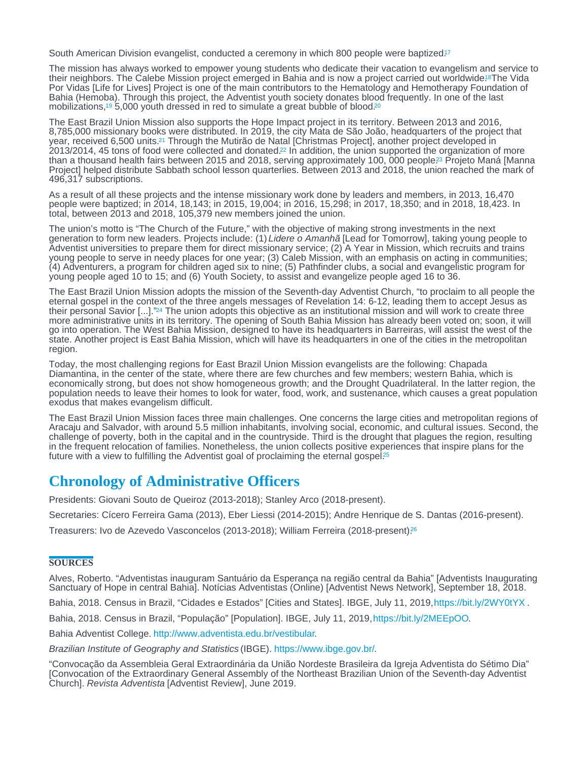South American Division evangelist, conducted a ceremony in which 800 people were baptized.[17]

The mission has always worked to empower young students who dedicate their vacation to evangelism and service to their neighbors. The Calebe Mission project emerged in Bahia and is now a project carried out worldwide.[18] The Vida Por Vidas [Life for Lives] Project is one of the main contributors to the Hematology and Hemotherapy Foundation of Bahia (Hemoba). Through this project, the Adventist youth society donates blood frequently. In one of the last mobilizations,[19] 5,000 youth dressed in red to simulate a great bubble of blood.[20]

The East Brazil Union Mission also supports the Hope Impact project in its territory. Between 2013 and 2016, 8,785,000 missionary books were distributed. In 2019, the city Mata de São João, headquarters of the project that year, received 6,500 units.[21] Through the Mutirão de Natal [Christmas Project], another project developed in 2013/2014, 45 tons of food were collected and donated.[22] In addition, the union supported the organization of more than a thousand health fairs between 2015 and 2018, serving approximately 100, 000 people.[23] Projeto Maná [Manna Project] helped distribute Sabbath school lesson quarterlies. Between 2013 and 2018, the union reached the mark of 496,317 subscriptions.

As a result of all these projects and the intense missionary work done by leaders and members, in 2013, 16,470 people were baptized; in 2014, 18,143; in 2015, 19,004; in 2016, 15,298; in 2017, 18,350; and in 2018, 18,423. In total, between 2013 and 2018, 105,379 new members joined the union.

The union's motto is "The Church of the Future," with the objective of making strong investments in the next generation to form new leaders. Projects include: (1) *Lidere o Amanhã* [Lead for Tomorrow], taking young people to Adventist universities to prepare them for direct missionary service; (2) A Year in Mission, which recruits and trains young people to serve in needy places for one year; (3) Caleb Mission, with an emphasis on acting in communities; (4) Adventurers, a program for children aged six to nine; (5) Pathfinder clubs, a social and evangelistic program for young people aged 10 to 15; and (6) Youth Society, to assist and evangelize people aged 16 to 36.

The East Brazil Union Mission adopts the mission of the Seventh-day Adventist Church, "to proclaim to all people the eternal gospel in the context of the three angels messages of Revelation 14: 6-12, leading them to accept Jesus as their personal Savior [...]."[24] The union adopts this objective as an institutional mission and will work to create three more administrative units in its territory. The opening of South Bahia Mission has already been voted on; soon, it will go into operation. The West Bahia Mission, designed to have its headquarters in Barreiras, will assist the west of the state. Another project is East Bahia Mission, which will have its headquarters in one of the cities in the metropolitan region.

Today, the most challenging regions for East Brazil Union Mission evangelists are the following: Chapada Diamantina, in the center of the state, where there are few churches and few members; western Bahia, which is economically strong, but does not show homogeneous growth; and the Drought Quadrilateral. In the latter region, the population needs to leave their homes to look for water, food, work, and sustenance, which causes a great population exodus that makes evangelism difficult.

The East Brazil Union Mission faces three main challenges. One concerns the large cities and metropolitan regions of Aracaju and Salvador, with around 5.5 million inhabitants, involving social, economic, and cultural issues. Second, the challenge of poverty, both in the capital and in the countryside. Third is the drought that plagues the region, resulting in the frequent relocation of families. Nonetheless, the union collects positive experiences that inspire plans for the future with a view to fulfilling the Adventist goal of proclaiming the eternal gospel.[25]

## Chronology of Administrative Officers

Presidents: Giovani Souto de Queiroz (2013-2018); Stanley Arco (2018-present).

Secretaries: Cícero Ferreira Gama (2013), Eber Liessi (2014-2015); Andre Henrique de S. Dantas (2016-present).

Treasurers: Ivo de Azevedo Vasconcelos (2013-2018); William Ferreira (2018-present).[26]

### SOURCES

Alves, Roberto. "Adventistas inauguram Santuário da Esperança na região central da Bahia" [Adventists Inaugurating Sanctuary of Hope in central Bahia]. Notícias Adventistas (Online) [Adventist News Network], September 18, 2018.

Bahia, 2018. Census in Brazil, "Cidades e Estados" [Cities and States]. IBGE, July 11, 2019, https://bit.ly/2WY0tYX .

Bahia, 2018. Census in Brazil, "População" [Population]. IBGE, July 11, 2019, https://bit.ly/2MEEpOO.

Bahia Adventist College. http://www.adventista.edu.br/vestibular.

*Brazilian Institute of Geography and Statistics* (IBGE). https://www.ibge.gov.br/.

"Convocação da Assembleia Geral Extraordinária da União Nordeste Brasileira da Igreja Adventista do Sétimo Dia" [Convocation of the Extraordinary General Assembly of the Northeast Brazilian Union of the Seventh-day Adventist Church]. *Revista Adventista* [Adventist Review], June 2019.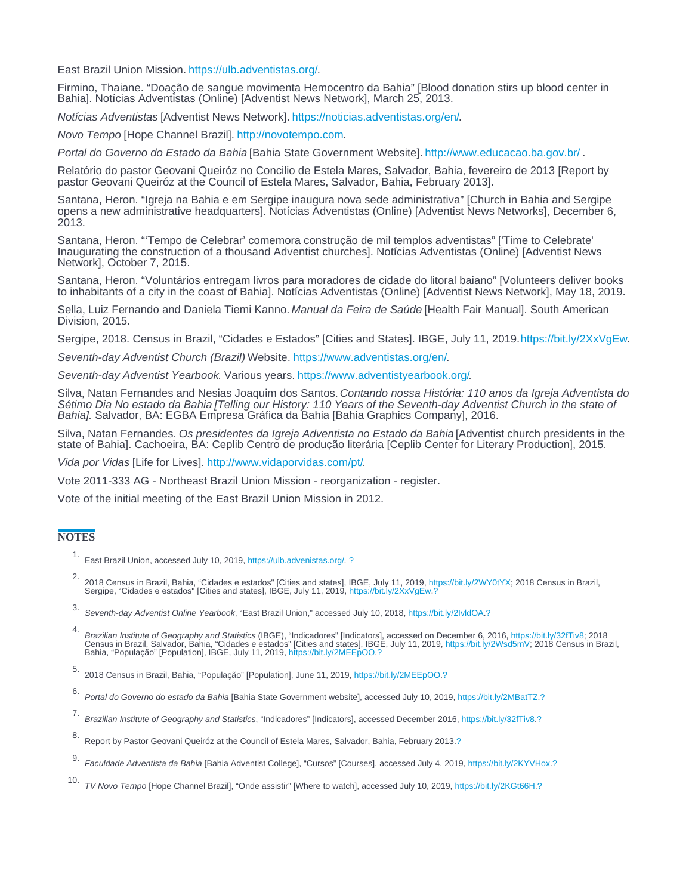East Brazil Union Mission. https://ulb.adventistas.org/.

Firmino, Thaiane. “Doação de sangue movimenta Hemocentro da Bahia” [Blood donation stirs up blood center in Bahia]. Notícias Adventistas (Online) [Adventist News Network], March 25, 2013.

*Notícias Adventistas* [Adventist News Network]. https://noticias.adventistas.org/en/.

*Novo Tempo* [Hope Channel Brazil]. http://novotempo.com.

*Portal do Governo do Estado da Bahia* [Bahia State Government Website]. http://www.educacao.ba.gov.br/ .

Relatório do pastor Geovani Queiróz no Concilio de Estela Mares, Salvador, Bahia, fevereiro de 2013 [Report by pastor Geovani Queiróz at the Council of Estela Mares, Salvador, Bahia, February 2013].

Santana, Heron. “Igreja na Bahia e em Sergipe inaugura nova sede administrativa” [Church in Bahia and Sergipe opens a new administrative headquarters]. Notícias Adventistas (Online) [Adventist News Networks], December 6, 2013.

Santana, Heron. “‘Tempo de Celebrar’ comemora construção de mil templos adventistas” ['Time to Celebrate' Inaugurating the construction of a thousand Adventist churches]. Notícias Adventistas (Online) [Adventist News Network], October 7, 2015.

Santana, Heron. “Voluntários entregam livros para moradores de cidade do litoral baiano” [Volunteers deliver books to inhabitants of a city in the coast of Bahia]. Notícias Adventistas (Online) [Adventist News Network], May 18, 2019.

Sella, Luiz Fernando and Daniela Tiemi Kanno. *Manual da Feira de Saúde* [Health Fair Manual]. South American Division, 2015.

Sergipe, 2018. Census in Brazil, “Cidades e Estados” [Cities and States]. IBGE, July 11, 2019. https://bit.ly/2XxVgEw.

*Seventh-day Adventist Church (Brazil)* Website. https://www.adventistas.org/en/.

*Seventh-day Adventist Yearbook*. Various years. https://www.adventistyearbook.org/.

Silva, Natan Fernandes and Nesias Joaquim dos Santos. *Contando nossa História: 110 anos da Igreja Adventista do Sétimo Dia No estado da Bahia [Telling our History: 110 Years of the Seventh-day Adventist Church in the state of Bahia].* Salvador, BA: EGBA Empresa Gráfica da Bahia [Bahia Graphics Company], 2016.

Silva, Natan Fernandes. *Os presidentes da Igreja Adventista no Estado da Bahia* [Adventist church presidents in the state of Bahia]. Cachoeira, BA: Ceplib Centro de produção literária [Ceplib Center for Literary Production], 2015.

*Vida por Vidas* [Life for Lives]. http://www.vidaporvidas.com/pt/.

Vote 2011-333 AG - Northeast Brazil Union Mission - reorganization - register.

Vote of the initial meeting of the East Brazil Union Mission in 2012.

## NOTES

1. East Brazil Union, accessed July 10, 2019, https://ulb.advenistas.org/. ?
2. 2018 Census in Brazil, Bahia, “Cidades e estados” [Cities and states], IBGE, July 11, 2019, https://bit.ly/2WY0tYX; 2018 Census in Brazil, Sergipe, “Cidades e estados” [Cities and states], IBGE, July 11, 2019, https://bit.ly/2XxVgEw.?
3. *Seventh-day Adventist Online Yearbook*, “East Brazil Union,” accessed July 10, 2018, https://bit.ly/2IvldOA.?
4. *Brazilian Institute of Geography and Statistics* (IBGE), “Indicadores” [Indicators], accessed on December 6, 2016, https://bit.ly/32fTiv8; 2018 Census in Brazil, Salvador, Bahia, “Cidades e estados” [Cities and states], IBGE, July 11, 2019, https://bit.ly/2Wsd5mV; 2018 Census in Brazil, Bahia, “População” [Population], IBGE, July 11, 2019, https://bit.ly/2MEEpOO.?
5. 2018 Census in Brazil, Bahia, “População” [Population], June 11, 2019, https://bit.ly/2MEEpOO.?
6. *Portal do Governo do estado da Bahia* [Bahia State Government website], accessed July 10, 2019, https://bit.ly/2MBatTZ.?
7. *Brazilian Institute of Geography and Statistics*, “Indicadores” [Indicators], accessed December 2016, https://bit.ly/32fTiv8.?
8. Report by Pastor Geovani Queiróz at the Council of Estela Mares, Salvador, Bahia, February 2013.?
9. *Faculdade Adventista da Bahia* [Bahia Adventist College], “Cursos” [Courses], accessed July 4, 2019, https://bit.ly/2KYVHox.?
10. *TV Novo Tempo* [Hope Channel Brazil], “Onde assistir” [Where to watch], accessed July 10, 2019, https://bit.ly/2KGt66H.?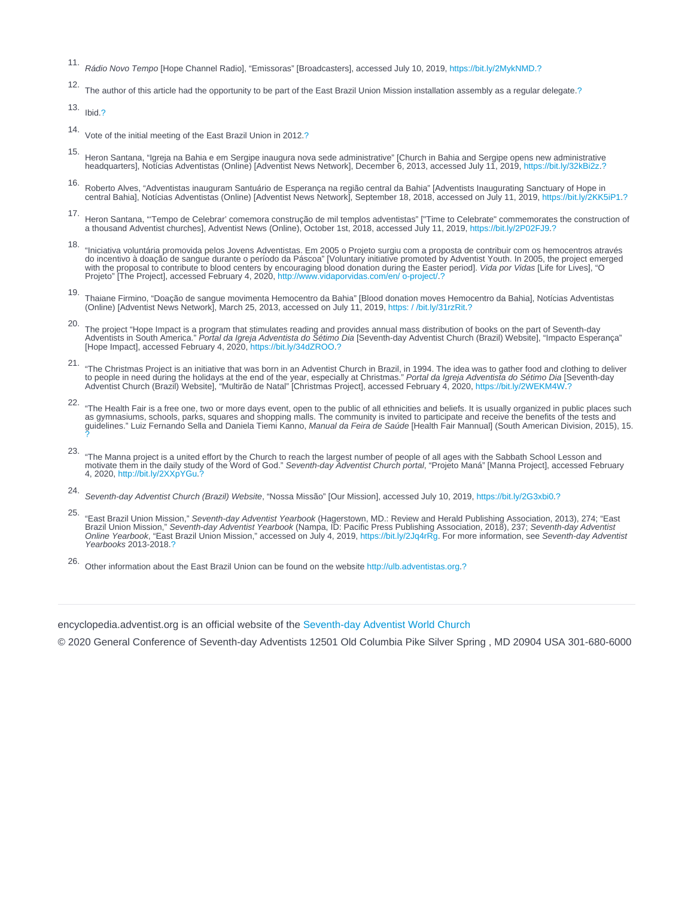11. *Rádio Novo Tempo* [Hope Channel Radio], “Emissoras” [Broadcasters], accessed July 10, 2019, https://bit.ly/2MykNMD.?

12. The author of this article had the opportunity to be part of the East Brazil Union Mission installation assembly as a regular delegate.?

13. Ibid.?

14. Vote of the initial meeting of the East Brazil Union in 2012.?

15. Heron Santana, “Igreja na Bahia e em Sergipe inaugura nova sede administrative” [Church in Bahia and Sergipe opens new administrative headquarters], Notícias Adventistas (Online) [Adventist News Network], December 6, 2013, accessed July 11, 2019, https://bit.ly/32kBi2z.?

16. Roberto Alves, “Adventistas inauguram Santuário de Esperança na região central da Bahia” [Adventists Inaugurating Sanctuary of Hope in central Bahia], Notícias Adventistas (Online) [Adventist News Network], September 18, 2018, accessed on July 11, 2019, https://bit.ly/2KK5iP1.?

17. Heron Santana, “'Tempo de Celebrar' comemora construção de mil templos adventistas” ["Time to Celebrate" commemorates the construction of a thousand Adventist churches], Adventist News (Online), October 1st, 2018, accessed July 11, 2019, https://bit.ly/2P02FJ9.?

18. “Iniciativa voluntária promovida pelos Jovens Adventistas. Em 2005 o Projeto surgiu com a proposta de contribuir com os hemocentros através do incentivo à doação de sangue durante o período da Páscoa” [Voluntary initiative promoted by Adventist Youth. In 2005, the project emerged with the proposal to contribute to blood centers by encouraging blood donation during the Easter period]. *Vida por Vidas* [Life for Lives], “O Projeto” [The Project], accessed February 4, 2020, http://www.vidaporvidas.com/en/ o-project/.?

19. Thaiane Firmino, “Doação de sangue movimenta Hemocentro da Bahia” [Blood donation moves Hemocentro da Bahia], Notícias Adventistas (Online) [Adventist News Network], March 25, 2013, accessed on July 11, 2019, https: / /bit.ly/31rzRit.?

20. The project “Hope Impact is a program that stimulates reading and provides annual mass distribution of books on the part of Seventh-day Adventists in South America.” *Portal da Igreja Adventista do Sétimo Dia* [Seventh-day Adventist Church (Brazil) Website], “Impacto Esperança” [Hope Impact], accessed February 4, 2020, https://bit.ly/34dZROO.?

21. “The Christmas Project is an initiative that was born in an Adventist Church in Brazil, in 1994. The idea was to gather food and clothing to deliver to people in need during the holidays at the end of the year, especially at Christmas.” *Portal da Igreja Adventista do Sétimo Dia* [Seventh-day Adventist Church (Brazil) Website], “Multirão de Natal” [Christmas Project], accessed February 4, 2020, https://bit.ly/2WEKM4W.?

22. “The Health Fair is a free one, two or more days event, open to the public of all ethnicities and beliefs. It is usually organized in public places such as gymnasiums, schools, parks, squares and shopping malls. The community is invited to participate and receive the benefits of the tests and guidelines.” Luiz Fernando Sella and Daniela Tiemi Kanno, *Manual da Feira de Saúde* [Health Fair Mannual] (South American Division, 2015), 15.?

23. “The Manna project is a united effort by the Church to reach the largest number of people of all ages with the Sabbath School Lesson and motivate them in the daily study of the Word of God.” *Seventh-day Adventist Church portal*, “Projeto Maná” [Manna Project], accessed February 4, 2020, http://bit.ly/2XXpYGu.?

24. *Seventh-day Adventist Church (Brazil) Website*, “Nossa Missão” [Our Mission], accessed July 10, 2019, https://bit.ly/2G3xbi0.?

25. “East Brazil Union Mission,” *Seventh-day Adventist Yearbook* (Hagerstown, MD.: Review and Herald Publishing Association, 2013), 274; “East Brazil Union Mission,” *Seventh-day Adventist Yearbook* (Nampa, ID: Pacific Press Publishing Association, 2018), 237; *Seventh-day Adventist Online Yearbook*, “East Brazil Union Mission,” accessed on July 4, 2019, https://bit.ly/2Jq4rRg. For more information, see *Seventh-day Adventist Yearbooks* 2013-2018.?

26. Other information about the East Brazil Union can be found on the website http://ulb.adventistas.org.?

encyclopedia.adventist.org is an official website of the Seventh-day Adventist World Church

© 2020 General Conference of Seventh-day Adventists 12501 Old Columbia Pike Silver Spring , MD 20904 USA 301-680-6000